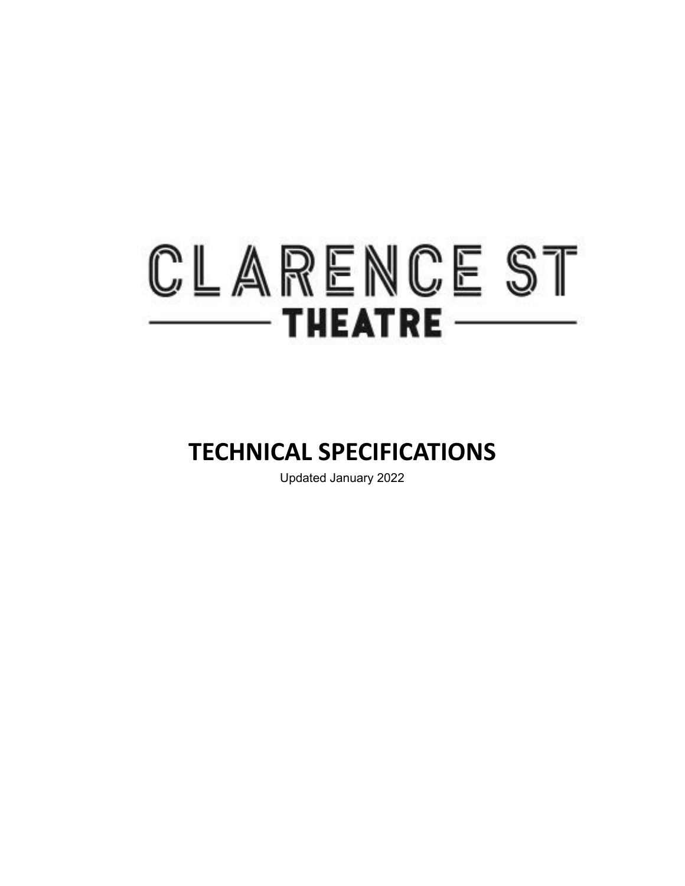# CLARENCE ST THEATRE

# TECHNICAL SPECIFICATIONS

Updated January 2022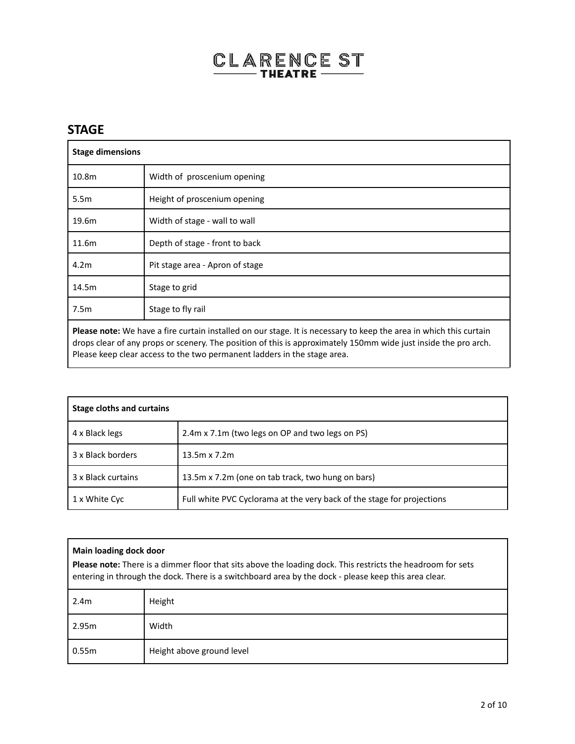## STAGE

| Stage dimensions | |
|---|---|
| 10.8m | Width of proscenium opening |
| 5.5m | Height of proscenium opening |
| 19.6m | Width of stage - wall to wall |
| 11.6m | Depth of stage - front to back |
| 4.2m | Pit stage area - Apron of stage |
| 14.5m | Stage to grid |
| 7.5m | Stage to fly rail |

**Please note:** We have a fire curtain installed on our stage. It is necessary to keep the area in which this curtain drops clear of any props or scenery. The position of this is approximately 150mm wide just inside the pro arch. Please keep clear access to the two permanent ladders in the stage area.

| Stage cloths and curtains | |
|---|---|
| 4 x Black legs | 2.4m x 7.1m (two legs on OP and two legs on PS) |
| 3 x Black borders | 13.5m x 7.2m |
| 3 x Black curtains | 13.5m x 7.2m (one on tab track, two hung on bars) |
| 1 x White Cyc | Full white PVC Cyclorama at the very back of the stage for projections |

**Main loading dock door**

**Please note:** There is a dimmer floor that sits above the loading dock. This restricts the headroom for sets entering in through the dock. There is a switchboard area by the dock - please keep this area clear.

| Main loading dock door | |
|---|---|
| 2.4m | Height |
| 2.95m | Width |
| 0.55m | Height above ground level |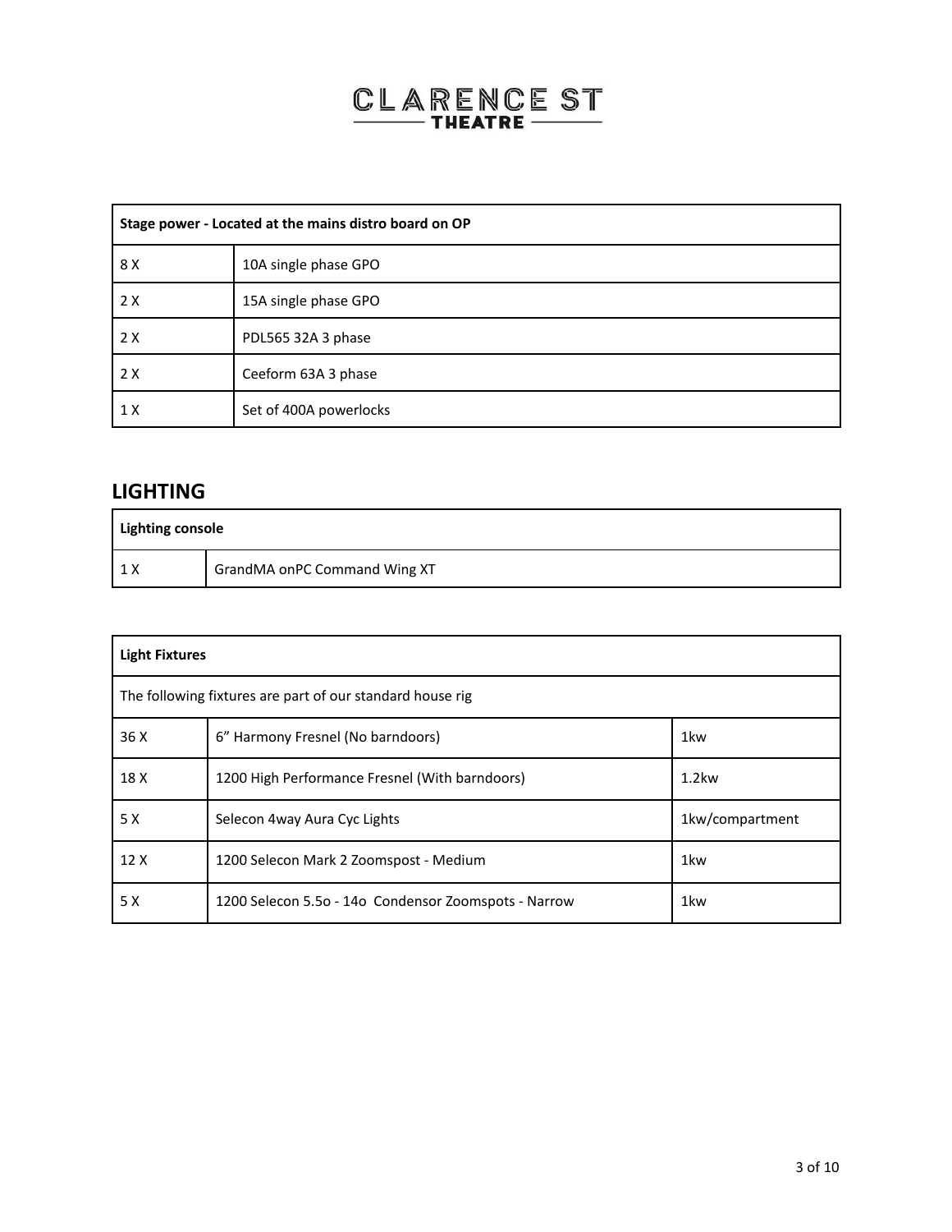| Stage power - Located at the mains distro board on OP | |
|---|---|
| 8 X | 10A single phase GPO |
| 2 X | 15A single phase GPO |
| 2 X | PDL565 32A 3 phase |
| 2 X | Ceeform 63A 3 phase |
| 1 X | Set of 400A powerlocks |

## LIGHTING

| Lighting console | |
|---|---|
| 1 X | GrandMA onPC Command Wing XT |

| Light Fixtures | | |
|---|---|---|
| The following fixtures are part of our standard house rig | | |
| 36 X | 6” Harmony Fresnel (No barndoors) | 1kw |
| 18 X | 1200 High Performance Fresnel (With barndoors) | 1.2kw |
| 5 X | Selecon 4way Aura Cyc Lights | 1kw/compartment |
| 12 X | 1200 Selecon Mark 2 Zoomspost - Medium | 1kw |
| 5 X | 1200 Selecon 5.5o - 14o  Condensor Zoomspots - Narrow | 1kw |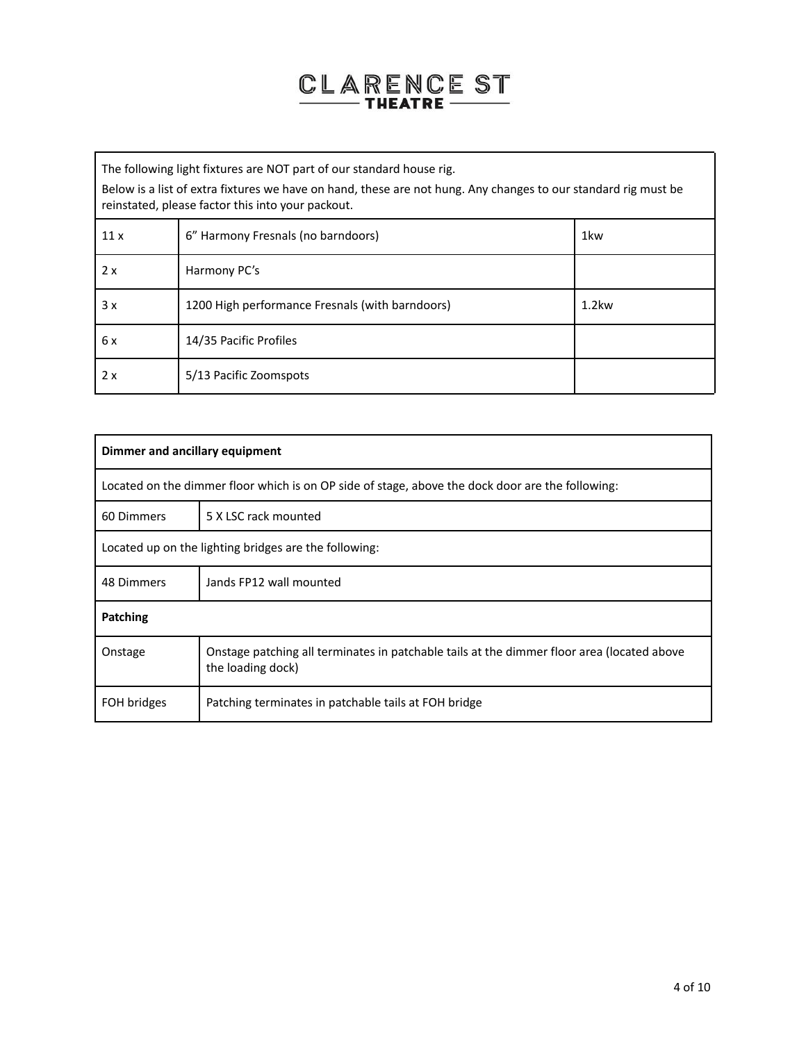| The following light fixtures are NOT part of our standard house rig.<br>Below is a list of extra fixtures we have on hand, these are not hung. Any changes to our standard rig must be reinstated, please factor this into your packout. | | |
|---|---|---|
| 11 x | 6" Harmony Fresnals (no barndoors) | 1kw |
| 2 x | Harmony PC's | |
| 3 x | 1200 High performance Fresnals (with barndoors) | 1.2kw |
| 6 x | 14/35 Pacific Profiles | |
| 2 x | 5/13 Pacific Zoomspots | |

| **Dimmer and ancillary equipment** | |
|---|---|
| Located on the dimmer floor which is on OP side of stage, above the dock door are the following: | |
| 60 Dimmers | 5 X LSC rack mounted |
| Located up on the lighting bridges are the following: | |
| 48 Dimmers | Jands FP12 wall mounted |
| **Patching** | |
| Onstage | Onstage patching all terminates in patchable tails at the dimmer floor area (located above the loading dock) |
| FOH bridges | Patching terminates in patchable tails at FOH bridge |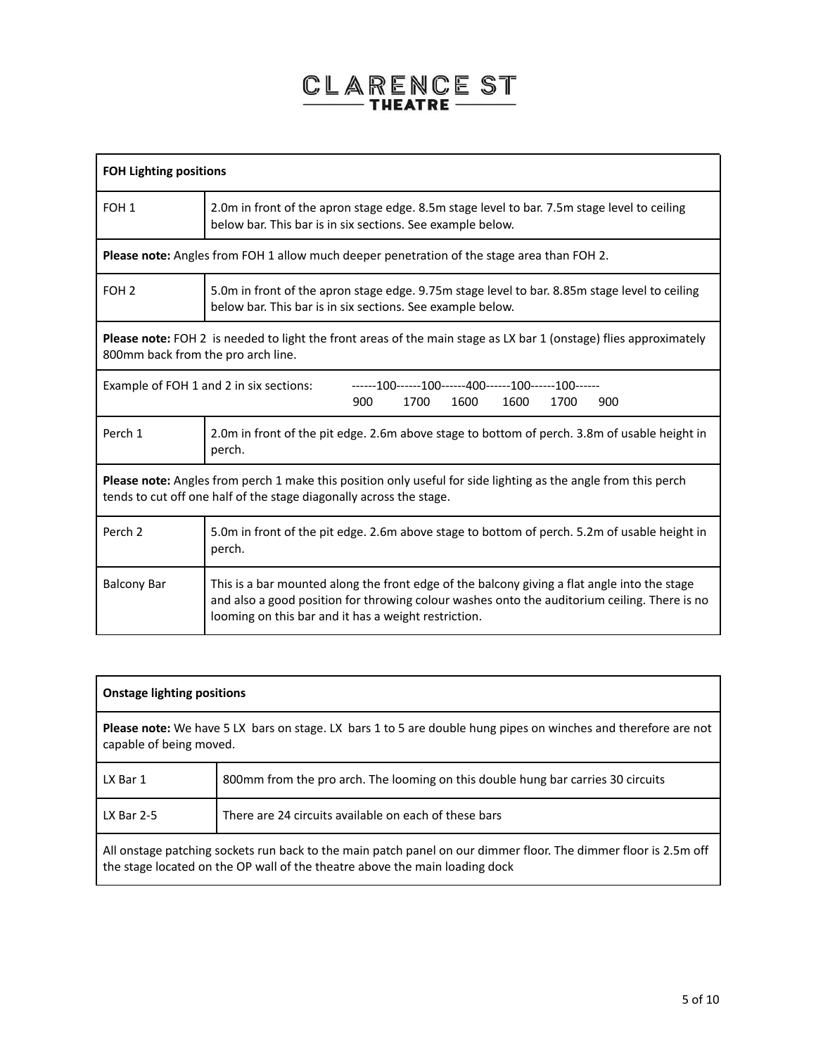# CLARENCE ST THEATRE

| **FOH Lighting positions** | |
|---|---|
| FOH 1 | 2.0m in front of the apron stage edge. 8.5m stage level to bar. 7.5m stage level to ceiling below bar. This bar is in six sections. See example below. |
| **Please note:** Angles from FOH 1 allow much deeper penetration of the stage area than FOH 2. | |
| FOH 2 | 5.0m in front of the apron stage edge. 9.75m stage level to bar. 8.85m stage level to ceiling below bar. This bar is in six sections. See example below. |
| **Please note:** FOH 2 is needed to light the front areas of the main stage as LX bar 1 (onstage) flies approximately 800mm back from the pro arch line. | |
| Example of FOH 1 and 2 in six sections: ------100------100------400------100------100------ 900 1700 1600 1600 1700 900 | |
| Perch 1 | 2.0m in front of the pit edge. 2.6m above stage to bottom of perch. 3.8m of usable height in perch. |
| **Please note:** Angles from perch 1 make this position only useful for side lighting as the angle from this perch tends to cut off one half of the stage diagonally across the stage. | |
| Perch 2 | 5.0m in front of the pit edge. 2.6m above stage to bottom of perch. 5.2m of usable height in perch. |
| Balcony Bar | This is a bar mounted along the front edge of the balcony giving a flat angle into the stage and also a good position for throwing colour washes onto the auditorium ceiling. There is no looming on this bar and it has a weight restriction. |

| **Onstage lighting positions** | |
|---|---|
| **Please note:** We have 5 LX bars on stage. LX bars 1 to 5 are double hung pipes on winches and therefore are not capable of being moved. | |
| LX Bar 1 | 800mm from the pro arch. The looming on this double hung bar carries 30 circuits |
| LX Bar 2-5 | There are 24 circuits available on each of these bars |
| All onstage patching sockets run back to the main patch panel on our dimmer floor. The dimmer floor is 2.5m off the stage located on the OP wall of the theatre above the main loading dock | |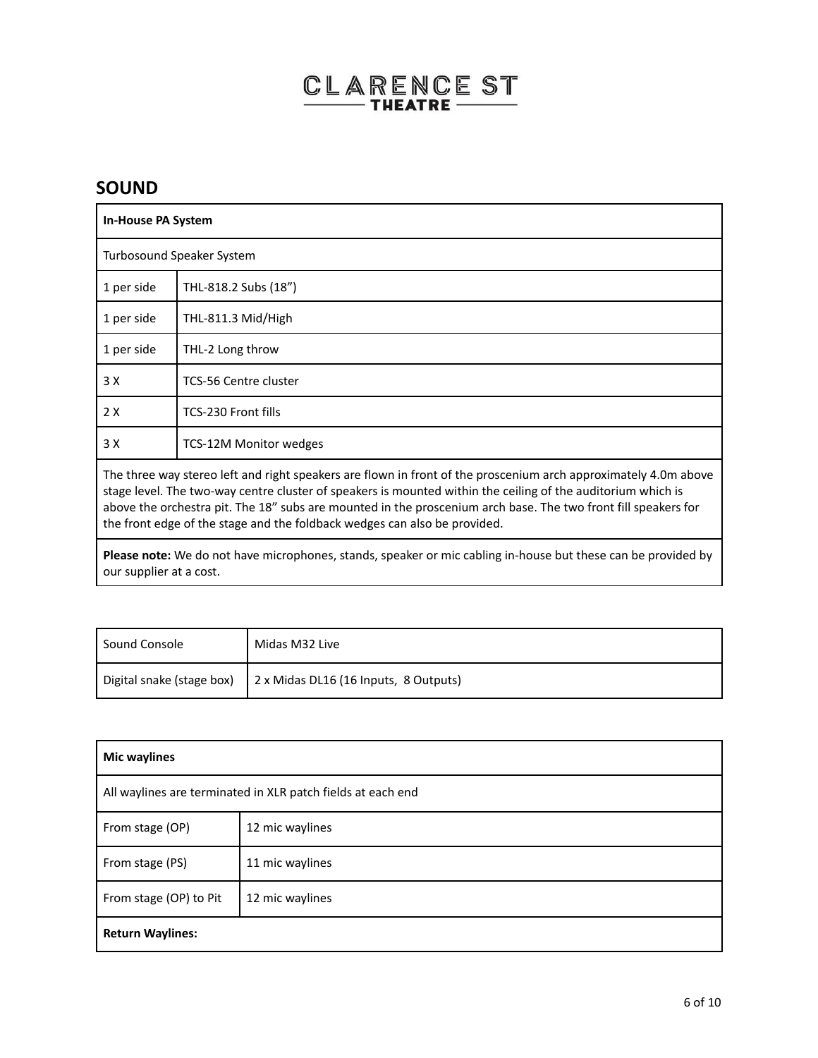## SOUND

| In-House PA System | |
|---|---|
| Turbosound Speaker System | |
| 1 per side | THL-818.2 Subs (18”) |
| 1 per side | THL-811.3 Mid/High |
| 1 per side | THL-2 Long throw |
| 3 X | TCS-56 Centre cluster |
| 2 X | TCS-230 Front fills |
| 3 X | TCS-12M Monitor wedges |
| The three way stereo left and right speakers are flown in front of the proscenium arch approximately 4.0m above stage level. The two-way centre cluster of speakers is mounted within the ceiling of the auditorium which is above the orchestra pit. The 18” subs are mounted in the proscenium arch base. The two front fill speakers for the front edge of the stage and the foldback wedges can also be provided. | |
| **Please note:** We do not have microphones, stands, speaker or mic cabling in-house but these can be provided by our supplier at a cost. | |

| Sound Console | Midas M32 Live |
|---|---|
| Digital snake (stage box) | 2 x Midas DL16 (16 Inputs, 8 Outputs) |

| Mic waylines | |
|---|---|
| All waylines are terminated in XLR patch fields at each end | |
| From stage (OP) | 12 mic waylines |
| From stage (PS) | 11 mic waylines |
| From stage (OP) to Pit | 12 mic waylines |
| **Return Waylines:** | |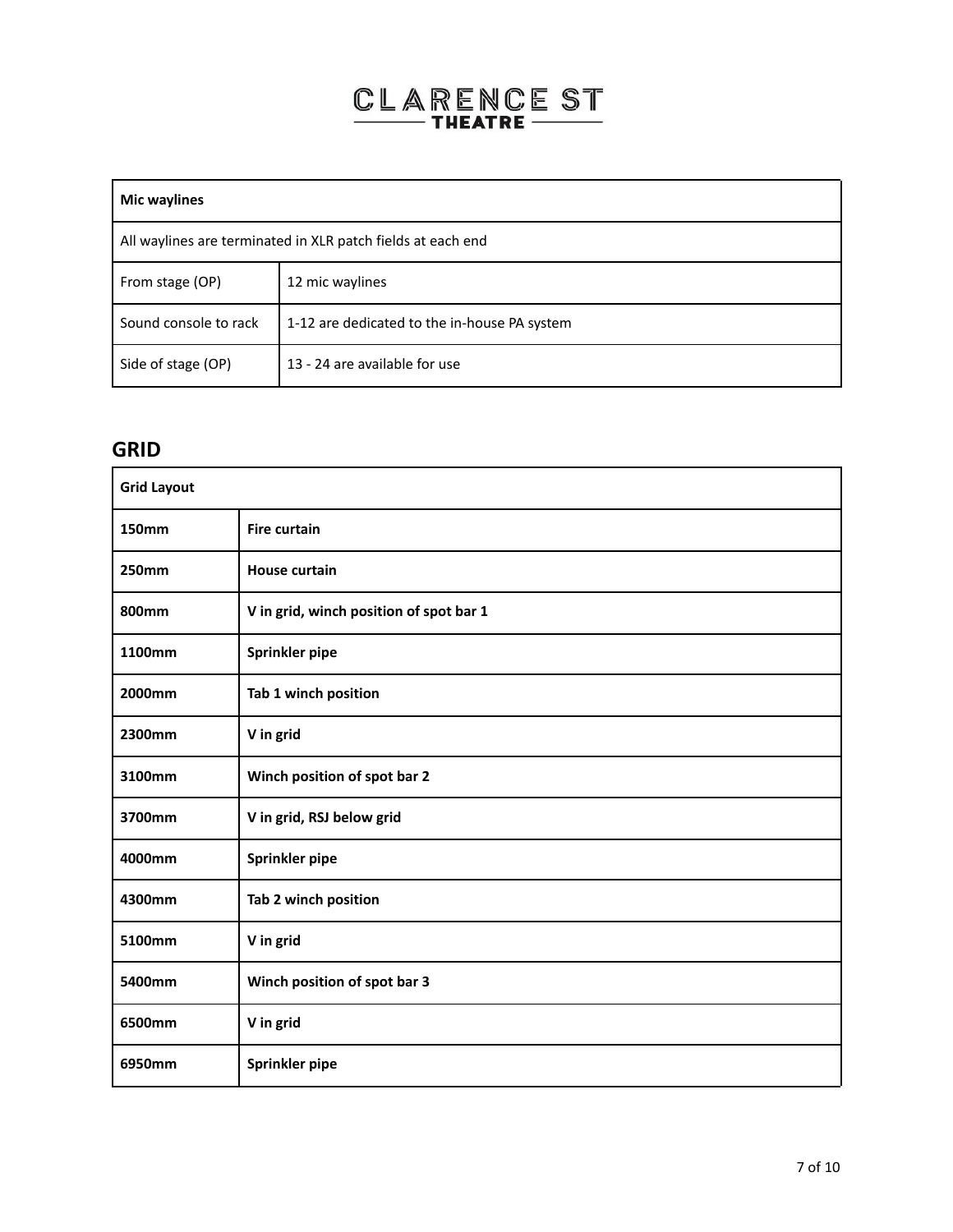| Mic waylines | |
|---|---|
| All waylines are terminated in XLR patch fields at each end | |
| From stage (OP) | 12 mic waylines |
| Sound console to rack | 1-12 are dedicated to the in-house PA system |
| Side of stage (OP) | 13 - 24 are available for use |

## GRID

| Grid Layout | |
|---|---|
| **150mm** | **Fire curtain** |
| **250mm** | **House curtain** |
| **800mm** | **V in grid, winch position of spot bar 1** |
| **1100mm** | **Sprinkler pipe** |
| **2000mm** | **Tab 1 winch position** |
| **2300mm** | **V in grid** |
| **3100mm** | **Winch position of spot bar 2** |
| **3700mm** | **V in grid, RSJ below grid** |
| **4000mm** | **Sprinkler pipe** |
| **4300mm** | **Tab 2 winch position** |
| **5100mm** | **V in grid** |
| **5400mm** | **Winch position of spot bar 3** |
| **6500mm** | **V in grid** |
| **6950mm** | **Sprinkler pipe** |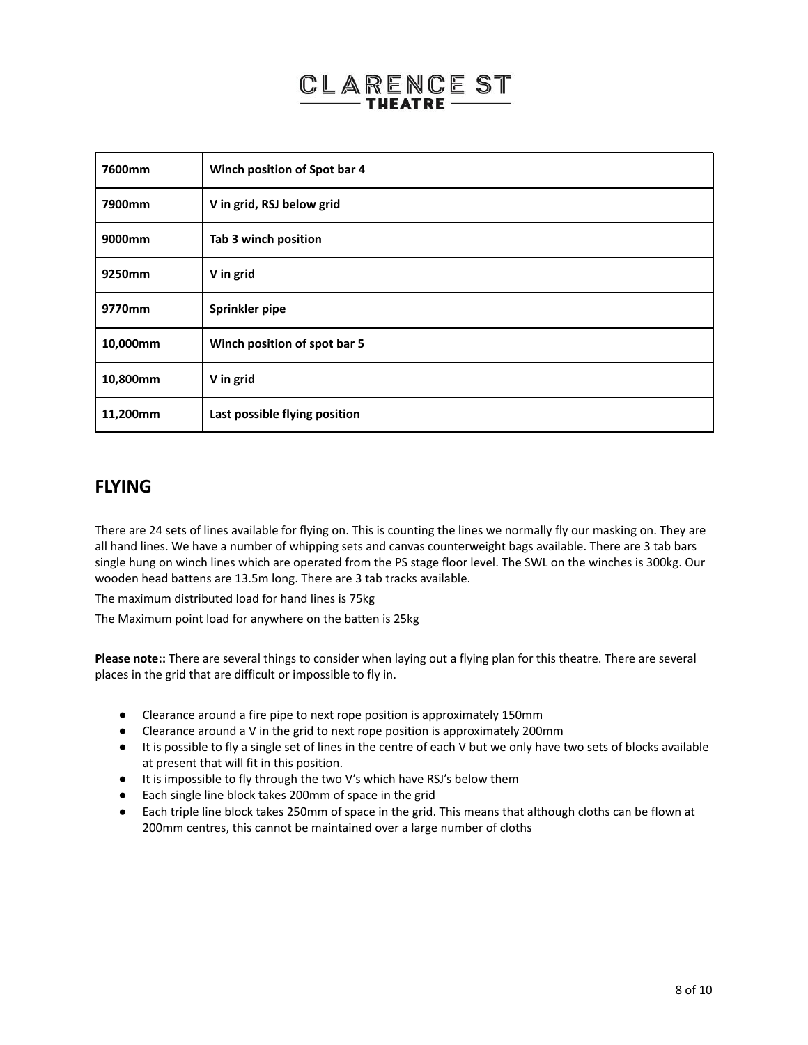| 7600mm | Winch position of Spot bar 4 |
| --- | --- |
| 7900mm | V in grid, RSJ below grid |
| 9000mm | Tab 3 winch position |
| 9250mm | V in grid |
| 9770mm | Sprinkler pipe |
| 10,000mm | Winch position of spot bar 5 |
| 10,800mm | V in grid |
| 11,200mm | Last possible flying position |

## FLYING

There are 24 sets of lines available for flying on. This is counting the lines we normally fly our masking on. They are all hand lines. We have a number of whipping sets and canvas counterweight bags available. There are 3 tab bars single hung on winch lines which are operated from the PS stage floor level. The SWL on the winches is 300kg. Our wooden head battens are 13.5m long. There are 3 tab tracks available.

The maximum distributed load for hand lines is 75kg

The Maximum point load for anywhere on the batten is 25kg

**Please note::** There are several things to consider when laying out a flying plan for this theatre. There are several places in the grid that are difficult or impossible to fly in.

- Clearance around a fire pipe to next rope position is approximately 150mm
- Clearance around a V in the grid to next rope position is approximately 200mm
- It is possible to fly a single set of lines in the centre of each V but we only have two sets of blocks available at present that will fit in this position.
- It is impossible to fly through the two V's which have RSJ's below them
- Each single line block takes 200mm of space in the grid
- Each triple line block takes 250mm of space in the grid. This means that although cloths can be flown at 200mm centres, this cannot be maintained over a large number of cloths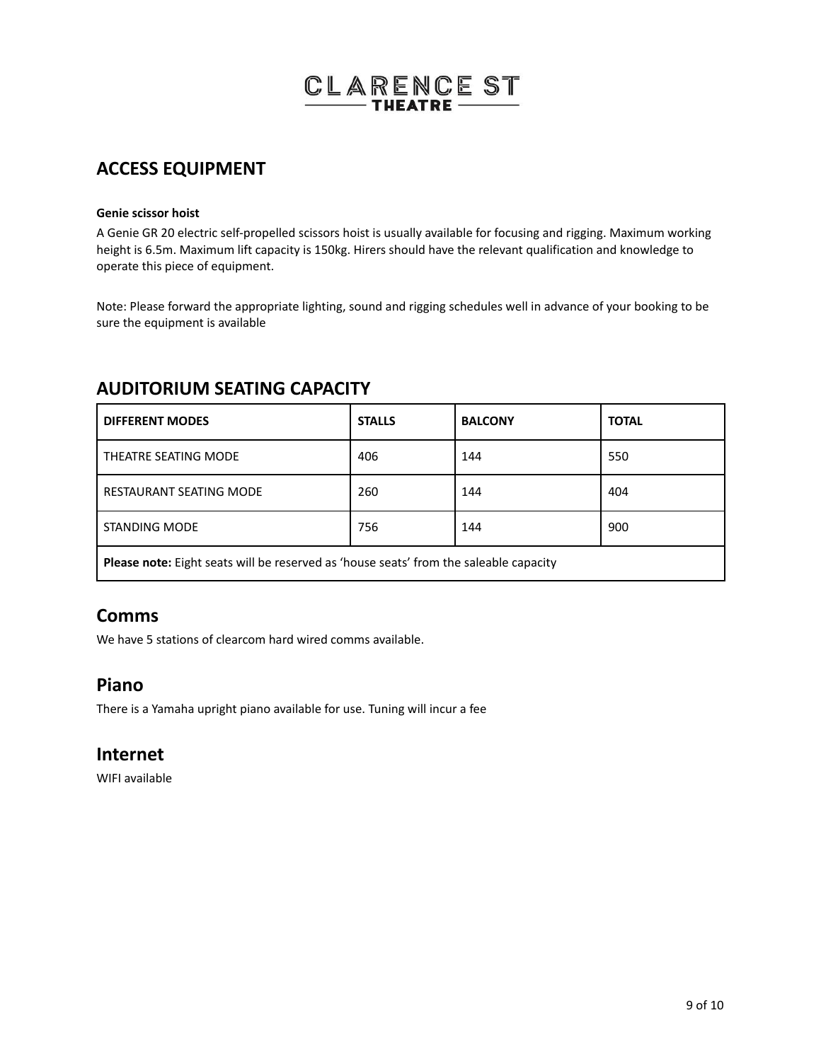## ACCESS EQUIPMENT

**Genie scissor hoist**

A Genie GR 20 electric self-propelled scissors hoist is usually available for focusing and rigging. Maximum working height is 6.5m. Maximum lift capacity is 150kg. Hirers should have the relevant qualification and knowledge to operate this piece of equipment.

Note: Please forward the appropriate lighting, sound and rigging schedules well in advance of your booking to be sure the equipment is available

## AUDITORIUM SEATING CAPACITY

| DIFFERENT MODES | STALLS | BALCONY | TOTAL |
|---|---|---|---|
| THEATRE SEATING MODE | 406 | 144 | 550 |
| RESTAURANT SEATING MODE | 260 | 144 | 404 |
| STANDING MODE | 756 | 144 | 900 |
| **Please note:** Eight seats will be reserved as 'house seats' from the saleable capacity | | | |

## Comms

We have 5 stations of clearcom hard wired comms available.

## Piano

There is a Yamaha upright piano available for use. Tuning will incur a fee

## Internet

WIFI available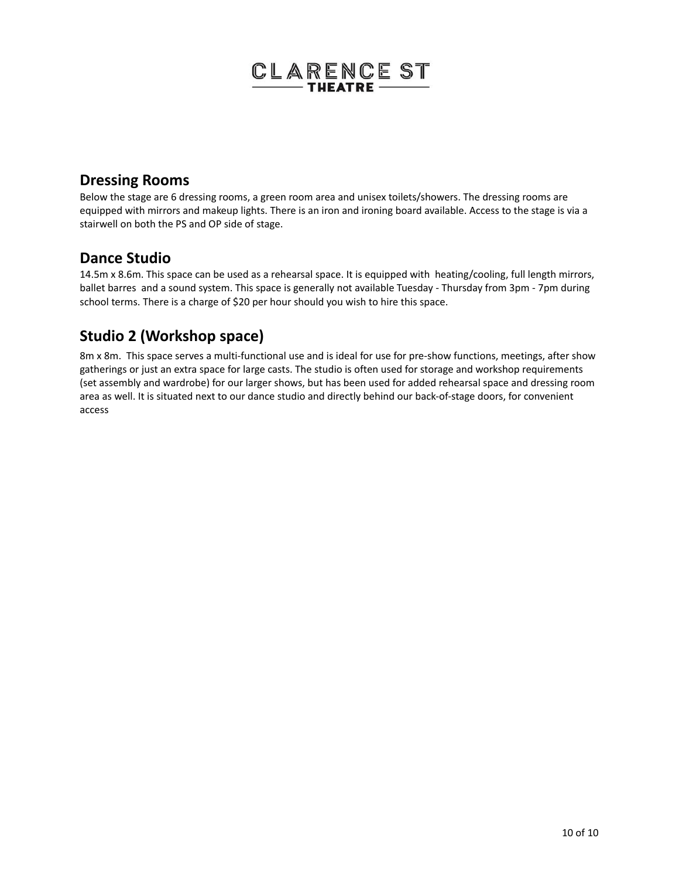## Dressing Rooms

Below the stage are 6 dressing rooms, a green room area and unisex toilets/showers. The dressing rooms are equipped with mirrors and makeup lights. There is an iron and ironing board available. Access to the stage is via a stairwell on both the PS and OP side of stage.

## Dance Studio

14.5m x 8.6m. This space can be used as a rehearsal space. It is equipped with heating/cooling, full length mirrors, ballet barres and a sound system. This space is generally not available Tuesday - Thursday from 3pm - 7pm during school terms. There is a charge of $20 per hour should you wish to hire this space.

## Studio 2 (Workshop space)

8m x 8m. This space serves a multi-functional use and is ideal for use for pre-show functions, meetings, after show gatherings or just an extra space for large casts. The studio is often used for storage and workshop requirements (set assembly and wardrobe) for our larger shows, but has been used for added rehearsal space and dressing room area as well. It is situated next to our dance studio and directly behind our back-of-stage doors, for convenient access